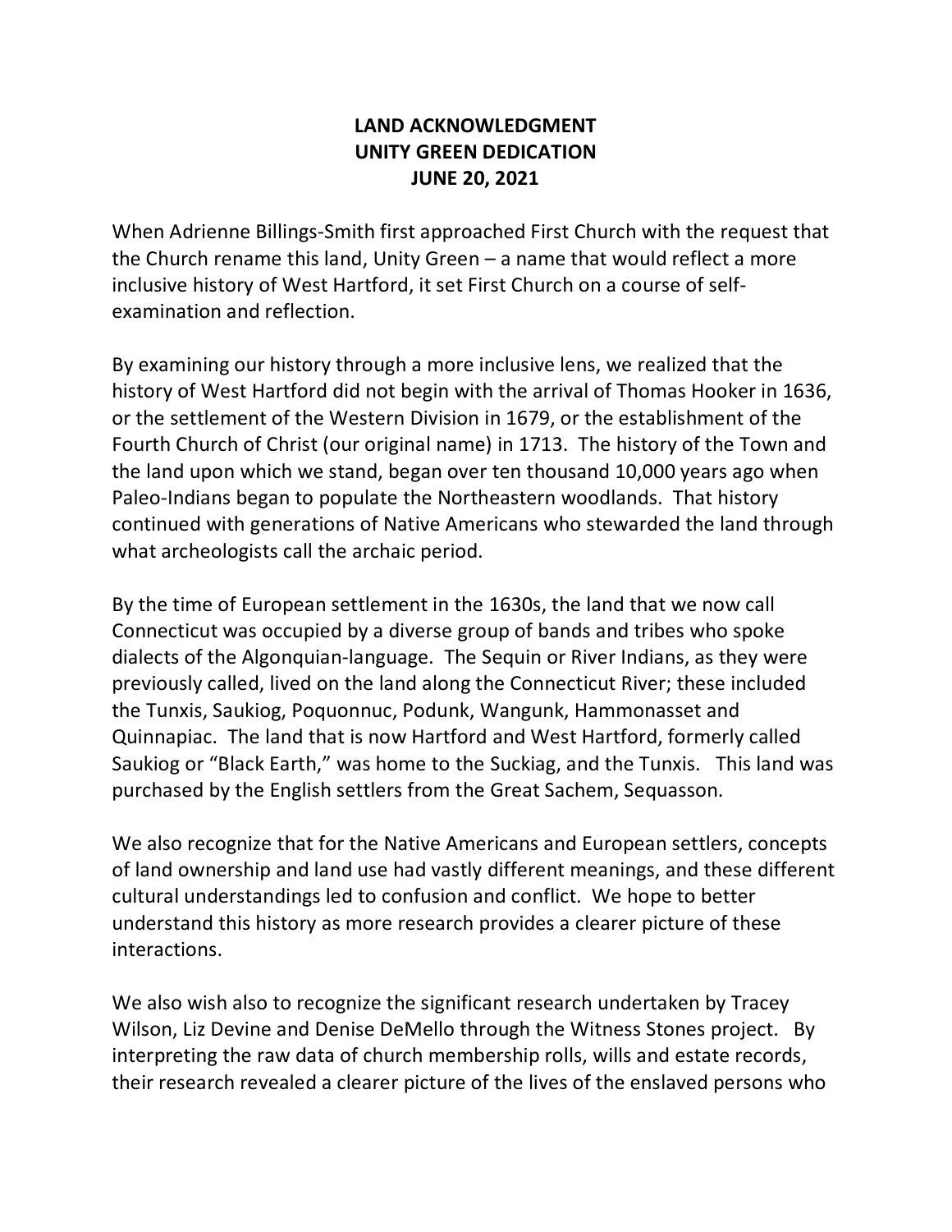# LAND ACKNOWLEDGMENT
# UNITY GREEN DEDICATION
# JUNE 20, 2021

When Adrienne Billings-Smith first approached First Church with the request that the Church rename this land, Unity Green – a name that would reflect a more inclusive history of West Hartford, it set First Church on a course of self-examination and reflection.

By examining our history through a more inclusive lens, we realized that the history of West Hartford did not begin with the arrival of Thomas Hooker in 1636, or the settlement of the Western Division in 1679, or the establishment of the Fourth Church of Christ (our original name) in 1713. The history of the Town and the land upon which we stand, began over ten thousand 10,000 years ago when Paleo-Indians began to populate the Northeastern woodlands. That history continued with generations of Native Americans who stewarded the land through what archeologists call the archaic period.

By the time of European settlement in the 1630s, the land that we now call Connecticut was occupied by a diverse group of bands and tribes who spoke dialects of the Algonquian-language. The Sequin or River Indians, as they were previously called, lived on the land along the Connecticut River; these included the Tunxis, Saukiog, Poquonnuc, Podunk, Wangunk, Hammonasset and Quinnapiac. The land that is now Hartford and West Hartford, formerly called Saukiog or "Black Earth," was home to the Suckiag, and the Tunxis. This land was purchased by the English settlers from the Great Sachem, Sequasson.

We also recognize that for the Native Americans and European settlers, concepts of land ownership and land use had vastly different meanings, and these different cultural understandings led to confusion and conflict. We hope to better understand this history as more research provides a clearer picture of these interactions.

We also wish also to recognize the significant research undertaken by Tracey Wilson, Liz Devine and Denise DeMello through the Witness Stones project. By interpreting the raw data of church membership rolls, wills and estate records, their research revealed a clearer picture of the lives of the enslaved persons who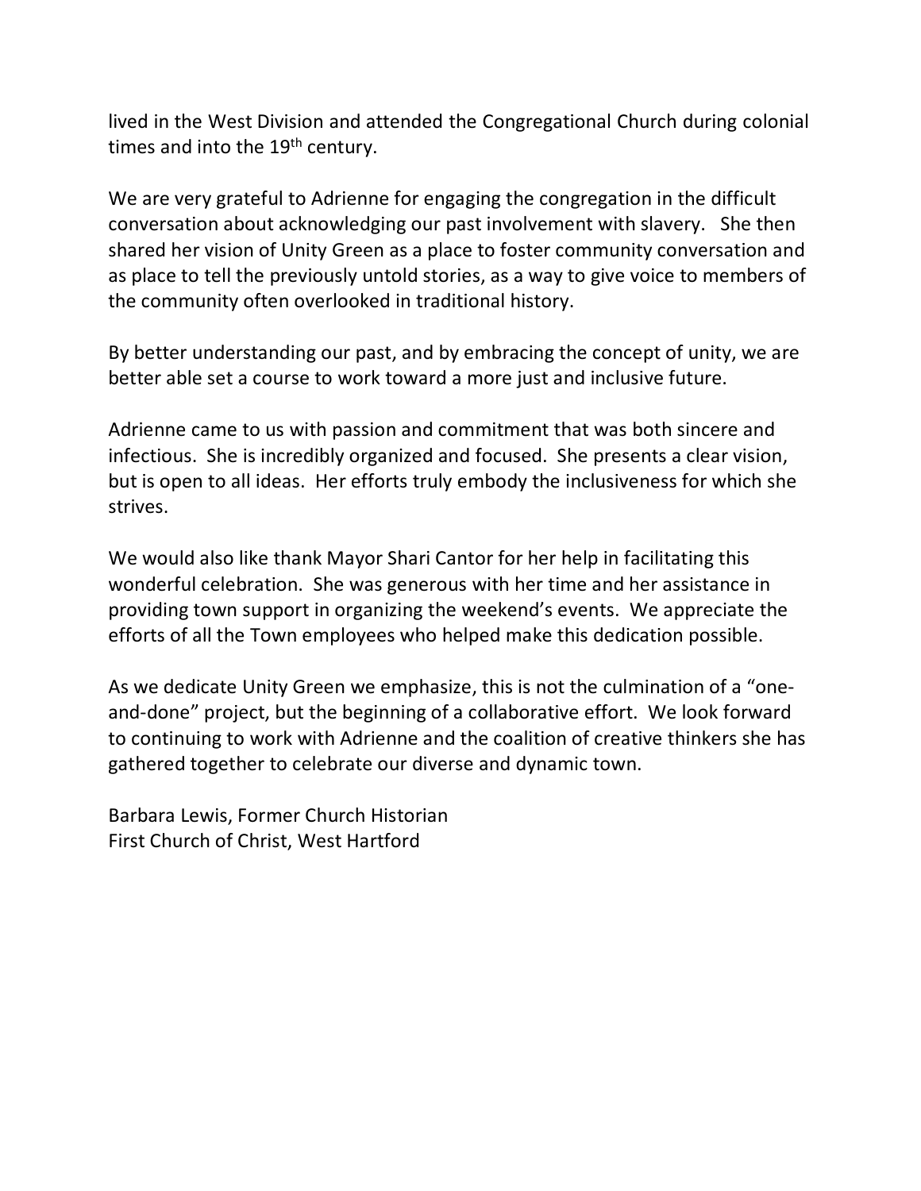lived in the West Division and attended the Congregational Church during colonial times and into the 19th century.

We are very grateful to Adrienne for engaging the congregation in the difficult conversation about acknowledging our past involvement with slavery. She then shared her vision of Unity Green as a place to foster community conversation and as place to tell the previously untold stories, as a way to give voice to members of the community often overlooked in traditional history.

By better understanding our past, and by embracing the concept of unity, we are better able set a course to work toward a more just and inclusive future.

Adrienne came to us with passion and commitment that was both sincere and infectious. She is incredibly organized and focused. She presents a clear vision, but is open to all ideas. Her efforts truly embody the inclusiveness for which she strives.

We would also like thank Mayor Shari Cantor for her help in facilitating this wonderful celebration. She was generous with her time and her assistance in providing town support in organizing the weekend's events. We appreciate the efforts of all the Town employees who helped make this dedication possible.

As we dedicate Unity Green we emphasize, this is not the culmination of a "one-and-done" project, but the beginning of a collaborative effort. We look forward to continuing to work with Adrienne and the coalition of creative thinkers she has gathered together to celebrate our diverse and dynamic town.

Barbara Lewis, Former Church Historian
First Church of Christ, West Hartford